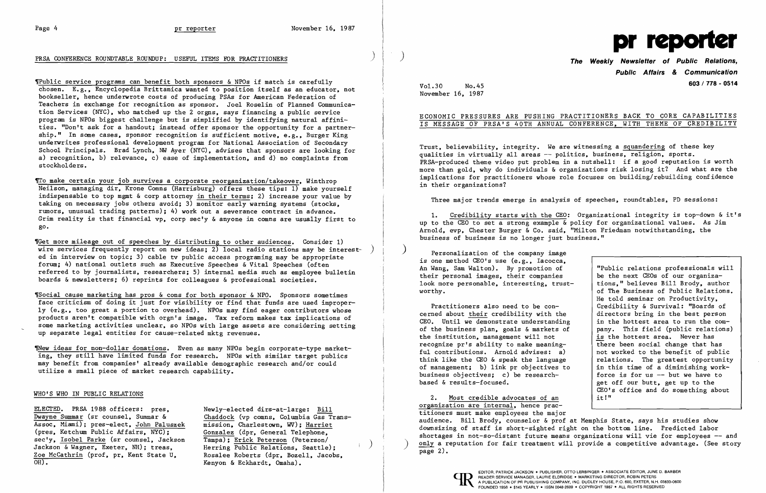## PRSA CONFERENCE ROUNDTABLE ROUNDUP: USEFUL ITEMS FOR PRACTITIONERS

¶Public service programs can benefit both sponsors & NPOs if match is carefully chosen. E.g., Encyclopedia Brittanica wanted to position itself as an educator, not bookseller, hence underwrote costs of producing PSAs for American Federation of Teachers in exchange for recognition as sponsor. Joel Roselin of Planned Communication Services (NYC), who matched up the 2 orgns, says financing a public service program is NPOs biggest challenge but is simplified by identifying natural affinities. "Don't ask for a handout; instead offer sponsor the opportunity for a partnership." In some cases, sponsor recognition is sufficient motive, e.g., Burger King underwrites professional development program for National Association of Secondary School Principals. Brad Lynch, NW Ayer (NYC), advises that sponsors are looking for a) recognition, b) relevance, c) ease of implementation, and d) no complaints from stockholders.

¶To make certain your job survives a corporate reorganization/takeover, Winthrop Neilson, managing dir, Krone Comns (Harrisburg) offers these tips: 1) make yourself indispensable to top mgmt & corp attorney in their terms; 2) increase your value by taking on necessary jobs others avoid; 3) monitor early warning systems (stocks, rumors, unusual trading patterns); 4) work out a severance contract in advance. Grim reality is that financial vp, corp sec'y & anyone in comns are usually first to go.

¶Get more mileage out of speeches by distributing to other audiences. Consider 1) wire services frequently report on new ideas; 2) local radio stations may be interested in interview on topic; 3) cable tv public access programing may be appropriate forum; 4) national outlets such as Executive Speeches & Vital Speeches (often referred to by journalists, researchers; 5) internal media such as employee bulletin boards & newsletters; 6) reprints for colleagues & professional societies.

¶Social cause marketing has pros & cons for both sponsor & NPO. Sponsors sometimes face criticism of doing it just for visibility or find that funds are used improperly (e.g., too great a portion to overhead). NPOs may find eager contributors whose products aren't compatible with orgn's image. Tax reform makes tax implications of some marketing activities unclear, so NPOs with large assets are considering setting up separate legal entities for cause-related mktg revenues.

¶New ideas for non-dollar donations. Even as many NPOs begin corporate-type marketing, they still have limited funds for research. NPOs with similar target publics may benefit from companies' already available demographic research and/or could utilize a small piece of market research capability.

## WHO'S WHO IN PUBLIC RELATIONS

ELECTED. PRSA 1988 officers: pres, Dwayne Summar (sr counsel, Summar & Assoc, Miami); pres-elect, John Paluszek (pres, Ketchum Public Affairs, NYC); sec'y, Isobel Parke (sr counsel, Jackson Jackson & Wagner, Exeter, NH); treas, Zoe McCathrin (prof, pr, Kent State U, OH). Newly-elected dirs-at-large: Bill Chaddock (vp comns, Columbia Gas Transmission, Charlestown, WV); Harriet Gonzalez (dpr, General Telephone, Tampa); Erick Peterson (Peterson/Herring Public Relations, Seattle); Rosalee Roberts (dpr, Bozell, Jacobs, Kenyon & Eckhardt, Omaha).

# pr reporter

**The Weekly Newsletter of Public Relations, Public Affairs & Communication**

**603 / 778 - 0514**

Vol.30 No.45
November 16, 1987

## ECONOMIC PRESSURES ARE PUSHING PRACTITIONERS BACK TO CORE CAPABILITIES IS MESSAGE OF PRSA'S 40TH ANNUAL CONFERENCE, WITH THEME OF CREDIBILITY

Trust, believability, integrity. We are witnessing a squandering of these key qualities in virtually all areas -- politics, business, religion, sports. PRSA-produced theme video put problem in a nutshell: if a good reputation is worth more than gold, why do individuals & organizations risk losing it? And what are the implications for practitioners whose role focuses on building/rebuilding confidence in their organizations?

Three major trends emerge in analysis of speeches, roundtables, PD sessions:

1. Credibility starts with the CEO: Organizational integrity is top-down & it's up to the CEO to set a strong example & policy for organizational values. As Jim Arnold, evp, Chester Burger & Co. said, "Milton Friedman notwithstanding, the business of business is no longer just business."

Personalization of the company image is one method CEO's use (e.g., Iacocca, An Wang, Sam Walton). By promotion of their personal images, their companies look more personable, interesting, trustworthy.

Practitioners also need to be concerned about their credibility with the CEO. Until we demonstrate understanding of the business plan, goals & markets of the institution, management will not recognize pr's ability to make meaningful contributions. Arnold advises: a) think like the CEO & speak the language of management; b) link pr objectives to business objectives; c) be research-based & results-focused.

> "Public relations professionals will be the next CEOs of our organizations," believes Bill Brody, author of The Business of Public Relations. He told seminar on Productivity, Credibility & Survival: "Boards of directors bring in the best person in the hottest area to run the company. This field (public relations) is the hottest area. Never has there been social change that has not worked to the benefit of public relations. The greatest opportunity in this time of a diminishing workforce is for us -- but we have to get off our butt, get up to the CEO's office and do something about it!"

2. Most credible advocates of an organization are internal, hence practitioners must make employees the major audience. Bill Brody, counselor & prof at Memphis State, says his studies show downsizing of staff is short-sighted right on the bottom line. Predicted labor shortages in not-so-distant future means organizations will vie for employees -- and only a reputation for fair treatment will provide a competitive advantage. (See story page 2).

EDITOR, PATRICK JACKSON • PUBLISHER, OTTO LERBINGER • ASSOCIATE EDITOR, JUNE D. BARBER
READER SERVICE MANAGER, LAURIE ELDRIDGE • MARKETING DIRECTOR, ROBIN PETERS
A PUBLICATION OF PR PUBLISHING COMPANY, INC. DUDLEY HOUSE, P.O. 600, EXETER, N.H. 03833-0600
FOUNDED 1958 • $145 YEARLY • ISSN 0048-2609 • COPYRIGHT 1987 • ALL RIGHTS RESERVED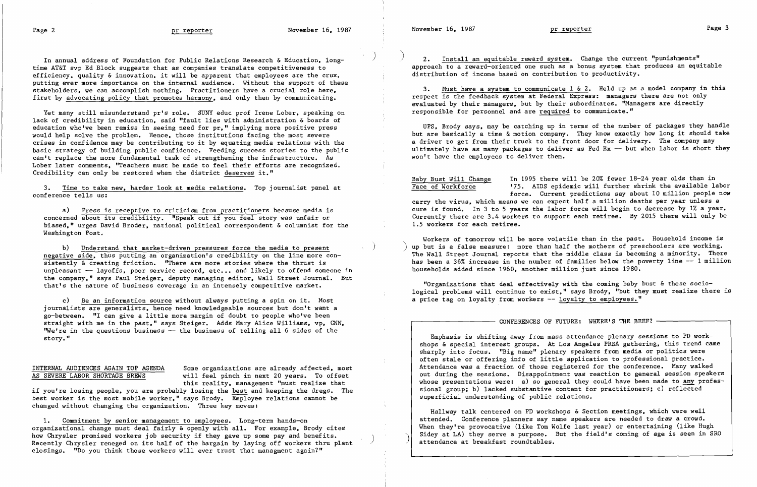In annual address of Foundation for Public Relations Research & Education, longtime AT&T svp Ed Block suggests that as companies translate competitiveness to efficiency, quality & innovation, it will be apparent that employees are the crux, putting ever more importance on the internal audience. Without the support of these stakeholders, we can accomplish nothing. Practitioners have a crucial role here, first by advocating policy that promotes harmony, and only then by communicating.

Yet many still misunderstand pr's role. SUNY educ prof Irene Lober, speaking on lack of credibility in education, said "fault lies with administration & boards of education who've been remiss in seeing need for pr," implying more positive press would help solve the problem. Hence, those institutions facing the most severe crises in confidence may be contributing to it by equating media relations with the basic strategy of building public confidence. Feeding success stories to the public can't replace the more fundamental task of strengthening the infrastructure. As Lober later comments, "Teachers must be made to feel their efforts are recognized. Credibility can only be restored when the district deserves it."

3. Time to take new, harder look at media relations. Top journalist panel at conference tells us:

a) Press is receptive to criticism from practitioners because media is concerned about its credibility. "Speak out if you feel story was unfair or biased," urges David Broder, national political correspondent & columnist for the Washington Post.

b) Understand that market-driven pressures force the media to present negative side, thus putting an organization's credibility on the line more consistently & creating friction. "There are more stories where the thrust is unpleasant -- layoffs, poor service record, etc... and likely to offend someone in the company," says Paul Steiger, deputy managing editor, Wall Street Journal. But that's the nature of business coverage in an intensely competitive market.

c) Be an information source without always putting a spin on it. Most journalists are generalists, hence need knowledgeable sources but don't want a go-between. "I can give a little more margin of doubt to people who've been straight with me in the past," says Steiger. Adds Mary Alice Williams, vp, CNN, "We're in the questions business -- the business of telling all 6 sides of the story."

## INTERNAL AUDIENCES AGAIN TOP AGENDA AS SEVERE LABOR SHORTAGE BREWS

Some organizations are already affected, most will feel pinch in next 20 years. To offset this reality, management "must realize that if you're losing people, you are probably losing the best and keeping the dregs. The best worker is the most mobile worker," says Brody. Employee relations cannot be changed without changing the organization. Three key moves:

1. Commitment by senior management to employees. Long-term hands-on organizational change must deal fairly & openly with all. For example, Brody cites how Chrysler promised workers job security if they gave up some pay and benefits. Recently Chrysler reneged on its half of the bargain by laying off workers thru plant closings. "Do you think those workers will ever trust that managment again?"

2. Install an equitable reward system. Change the current "punishments" approach to a reward-oriented one such as a bonus system that produces an equitable distribution of income based on contribution to productivity.

3. Must have a system to communicate 1 & 2. Held up as a model company in this respect is the feedback system at Federal Express: managers there are not only evaluated by their managers, but by their subordinates. "Managers are directly responsible for personnel and are required to communicate."

UPS, Brody says, may be catching up in terms of the number of packages they handle but are basically a time & motion company. They know exactly how long it should take a driver to get from their truck to the front door for delivery. The company may ultimately have as many packages to deliver as Fed Ex -- but when labor is short they won't have the employees to deliver them.

## Baby Bust Will Change Face of Workforce

In 1995 there will be 20% fewer 18-24 year olds than in '75. AIDS epidemic will further shrink the available labor force. Current predictions say about 10 million people now carry the virus, which means we can expect half a million deaths per year unless a cure is found. In 3 to 5 years the labor force will begin to decrease by 1% a year. Currently there are 3.4 workers to support each retiree. By 2015 there will only be 1.5 workers for each retiree.

Workers of tomorrow will be more volatile than in the past. Household income is up but is a false measure: more than half the mothers of preschoolers are working. The Wall Street Journal reports that the middle class is becoming a minority. There has been a 36% increase in the number of families below the poverty line -- 1 million households added since 1960, another million just since 1980.

"Organizations that deal effectively with the coming baby bust & these sociological problems will continue to exist," says Brody, "but they must realize there is a price tag on loyalty from workers -- loyalty to employees."

## CONFERENCES OF FUTURE: WHERE'S THE BEEF?

Emphasis is shifting away from mass attendance plenary sessions to PD workshops & special interest groups. At Los Angeles PRSA gathering, this trend came sharply into focus. "Big name" plenary speakers from media or politics were often stale or offering info of little application to professional practice. Attendance was a fraction of those registered for the conference. Many walked out during the sessions. Disappointment was reaction to general session speakers whose presentations were: a) so general they could have been made to any professional group; b) lacked substantive content for practitioners; c) reflected superficial understanding of public relations.

Hallway talk centered on PD workshops & Section meetings, which were well attended. Conference planners say name speakers are needed to draw a crowd. When they're provocative (like Tom Wolfe last year) or entertaining (like Hugh Sidey at LA) they serve a purpose. But the field's coming of age is seen in SRO attendance at breakfast roundtables.